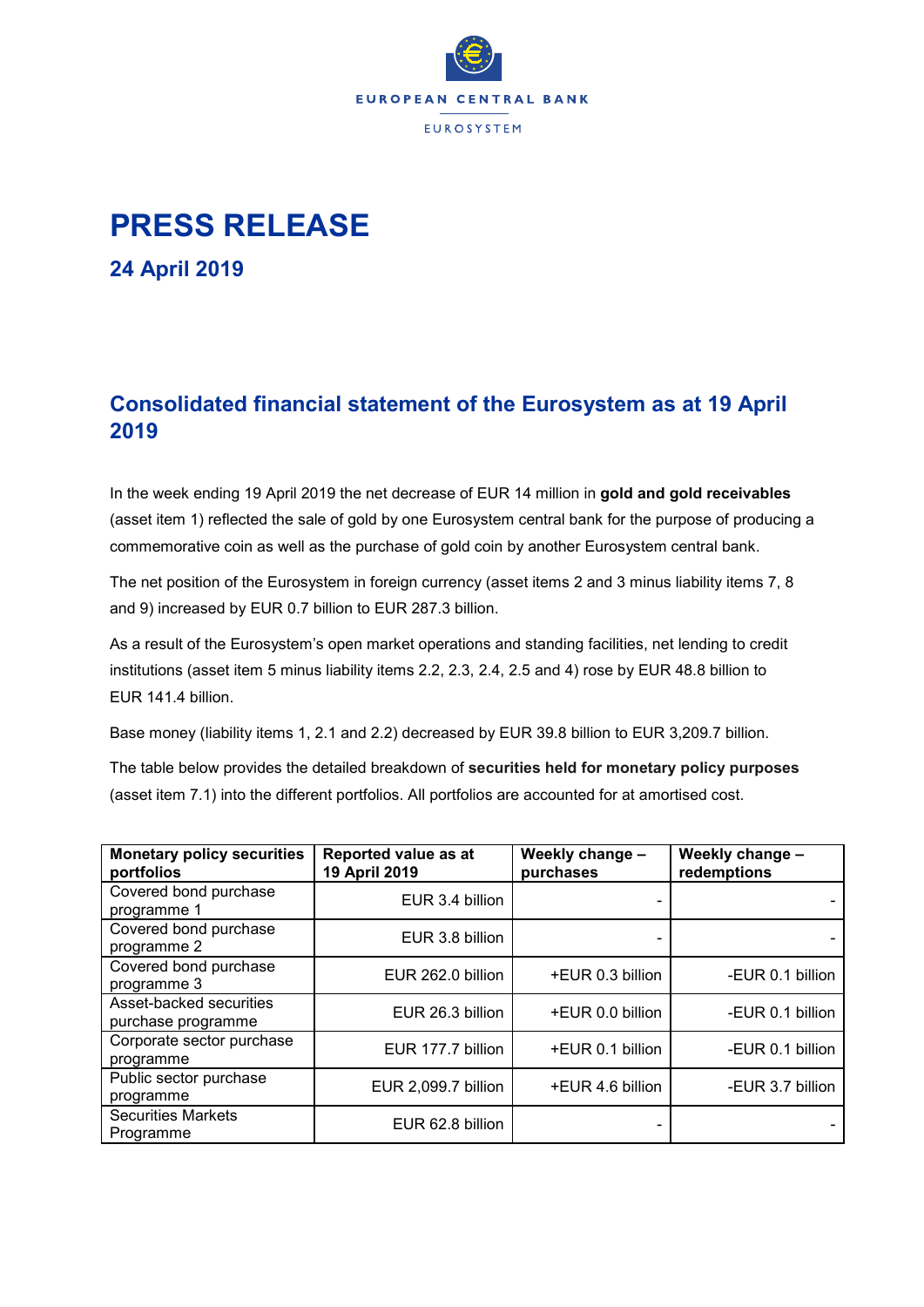EUROPEAN CENTRAL BANK

EUROSYSTEM

# PRESS RELEASE

## 24 April 2019

## Consolidated financial statement of the Eurosystem as at 19 April 2019

In the week ending 19 April 2019 the net decrease of EUR 14 million in **gold and gold receivables** (asset item 1) reflected the sale of gold by one Eurosystem central bank for the purpose of producing a commemorative coin as well as the purchase of gold coin by another Eurosystem central bank.

The net position of the Eurosystem in foreign currency (asset items 2 and 3 minus liability items 7, 8 and 9) increased by EUR 0.7 billion to EUR 287.3 billion.

As a result of the Eurosystem's open market operations and standing facilities, net lending to credit institutions (asset item 5 minus liability items 2.2, 2.3, 2.4, 2.5 and 4) rose by EUR 48.8 billion to EUR 141.4 billion.

Base money (liability items 1, 2.1 and 2.2) decreased by EUR 39.8 billion to EUR 3,209.7 billion.

The table below provides the detailed breakdown of **securities held for monetary policy purposes** (asset item 7.1) into the different portfolios. All portfolios are accounted for at amortised cost.

| Monetary policy securities portfolios | Reported value as at 19 April 2019 | Weekly change – purchases | Weekly change – redemptions |
|---|---|---|---|
| Covered bond purchase programme 1 | EUR 3.4 billion | - | - |
| Covered bond purchase programme 2 | EUR 3.8 billion | - | - |
| Covered bond purchase programme 3 | EUR 262.0 billion | +EUR 0.3 billion | -EUR 0.1 billion |
| Asset-backed securities purchase programme | EUR 26.3 billion | +EUR 0.0 billion | -EUR 0.1 billion |
| Corporate sector purchase programme | EUR 177.7 billion | +EUR 0.1 billion | -EUR 0.1 billion |
| Public sector purchase programme | EUR 2,099.7 billion | +EUR 4.6 billion | -EUR 3.7 billion |
| Securities Markets Programme | EUR 62.8 billion | - | - |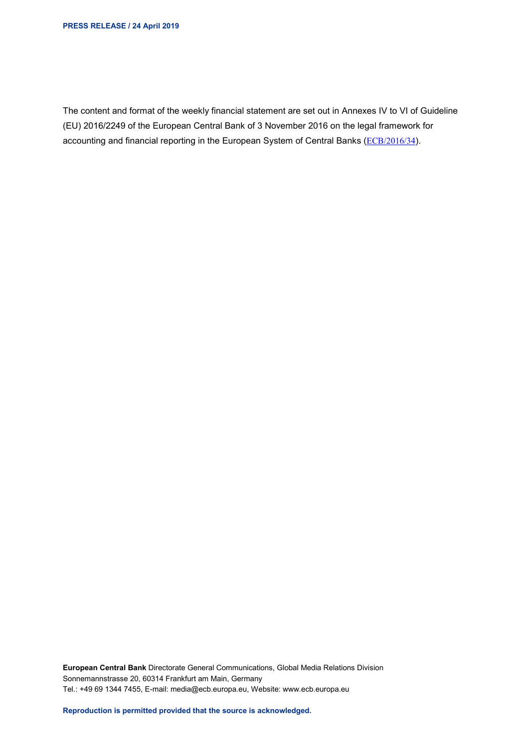The content and format of the weekly financial statement are set out in Annexes IV to VI of Guideline (EU) 2016/2249 of the European Central Bank of 3 November 2016 on the legal framework for accounting and financial reporting in the European System of Central Banks (ECB/2016/34).

**European Central Bank** Directorate General Communications, Global Media Relations Division
Sonnemannstrasse 20, 60314 Frankfurt am Main, Germany
Tel.: +49 69 1344 7455, E-mail: media@ecb.europa.eu, Website: www.ecb.europa.eu

**Reproduction is permitted provided that the source is acknowledged.**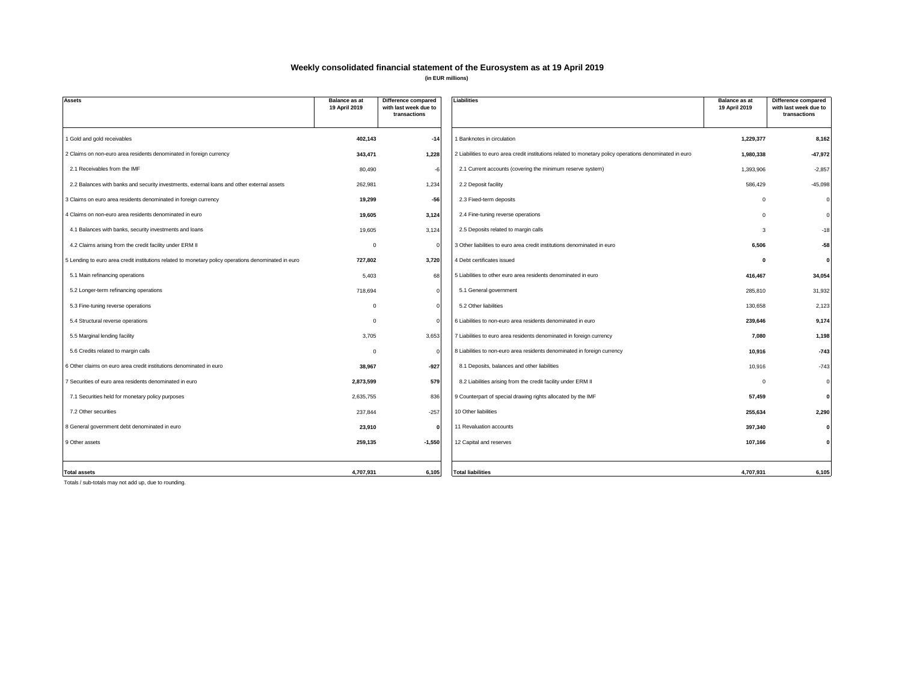# Weekly consolidated financial statement of the Eurosystem as at 19 April 2019

**(in EUR millions)**

| Assets | Balance as at 19 April 2019 | Difference compared with last week due to transactions |
|---|---|---|
| 1 Gold and gold receivables | **402,143** | **-14** |
| 2 Claims on non-euro area residents denominated in foreign currency | **343,471** | **1,228** |
| 2.1 Receivables from the IMF | 80,490 | -6 |
| 2.2 Balances with banks and security investments, external loans and other external assets | 262,981 | 1,234 |
| 3 Claims on euro area residents denominated in foreign currency | **19,299** | **-56** |
| 4 Claims on non-euro area residents denominated in euro | **19,605** | **3,124** |
| 4.1 Balances with banks, security investments and loans | 19,605 | 3,124 |
| 4.2 Claims arising from the credit facility under ERM II | 0 | 0 |
| 5 Lending to euro area credit institutions related to monetary policy operations denominated in euro | **727,802** | **3,720** |
| 5.1 Main refinancing operations | 5,403 | 68 |
| 5.2 Longer-term refinancing operations | 718,694 | 0 |
| 5.3 Fine-tuning reverse operations | 0 | 0 |
| 5.4 Structural reverse operations | 0 | 0 |
| 5.5 Marginal lending facility | 3,705 | 3,653 |
| 5.6 Credits related to margin calls | 0 | 0 |
| 6 Other claims on euro area credit institutions denominated in euro | **38,967** | **-927** |
| 7 Securities of euro area residents denominated in euro | **2,873,599** | **579** |
| 7.1 Securities held for monetary policy purposes | 2,635,755 | 836 |
| 7.2 Other securities | 237,844 | -257 |
| 8 General government debt denominated in euro | **23,910** | **0** |
| 9 Other assets | **259,135** | **-1,550** |
| **Total assets** | **4,707,931** | **6,105** |

| Liabilities | Balance as at 19 April 2019 | Difference compared with last week due to transactions |
|---|---|---|
| 1 Banknotes in circulation | **1,229,377** | **8,162** |
| 2 Liabilities to euro area credit institutions related to monetary policy operations denominated in euro | **1,980,338** | **-47,972** |
| 2.1 Current accounts (covering the minimum reserve system) | 1,393,906 | -2,857 |
| 2.2 Deposit facility | 586,429 | -45,098 |
| 2.3 Fixed-term deposits | 0 | 0 |
| 2.4 Fine-tuning reverse operations | 0 | 0 |
| 2.5 Deposits related to margin calls | 3 | -18 |
| 3 Other liabilities to euro area credit institutions denominated in euro | **6,506** | **-58** |
| 4 Debt certificates issued | **0** | **0** |
| 5 Liabilities to other euro area residents denominated in euro | **416,467** | **34,054** |
| 5.1 General government | 285,810 | 31,932 |
| 5.2 Other liabilities | 130,658 | 2,123 |
| 6 Liabilities to non-euro area residents denominated in euro | **239,646** | **9,174** |
| 7 Liabilities to euro area residents denominated in foreign currency | **7,080** | **1,198** |
| 8 Liabilities to non-euro area residents denominated in foreign currency | **10,916** | **-743** |
| 8.1 Deposits, balances and other liabilities | 10,916 | -743 |
| 8.2 Liabilities arising from the credit facility under ERM II | 0 | 0 |
| 9 Counterpart of special drawing rights allocated by the IMF | **57,459** | **0** |
| 10 Other liabilities | **255,634** | **2,290** |
| 11 Revaluation accounts | **397,340** | **0** |
| 12 Capital and reserves | **107,166** | **0** |
| **Total liabilities** | **4,707,931** | **6,105** |

Totals / sub-totals may not add up, due to rounding.